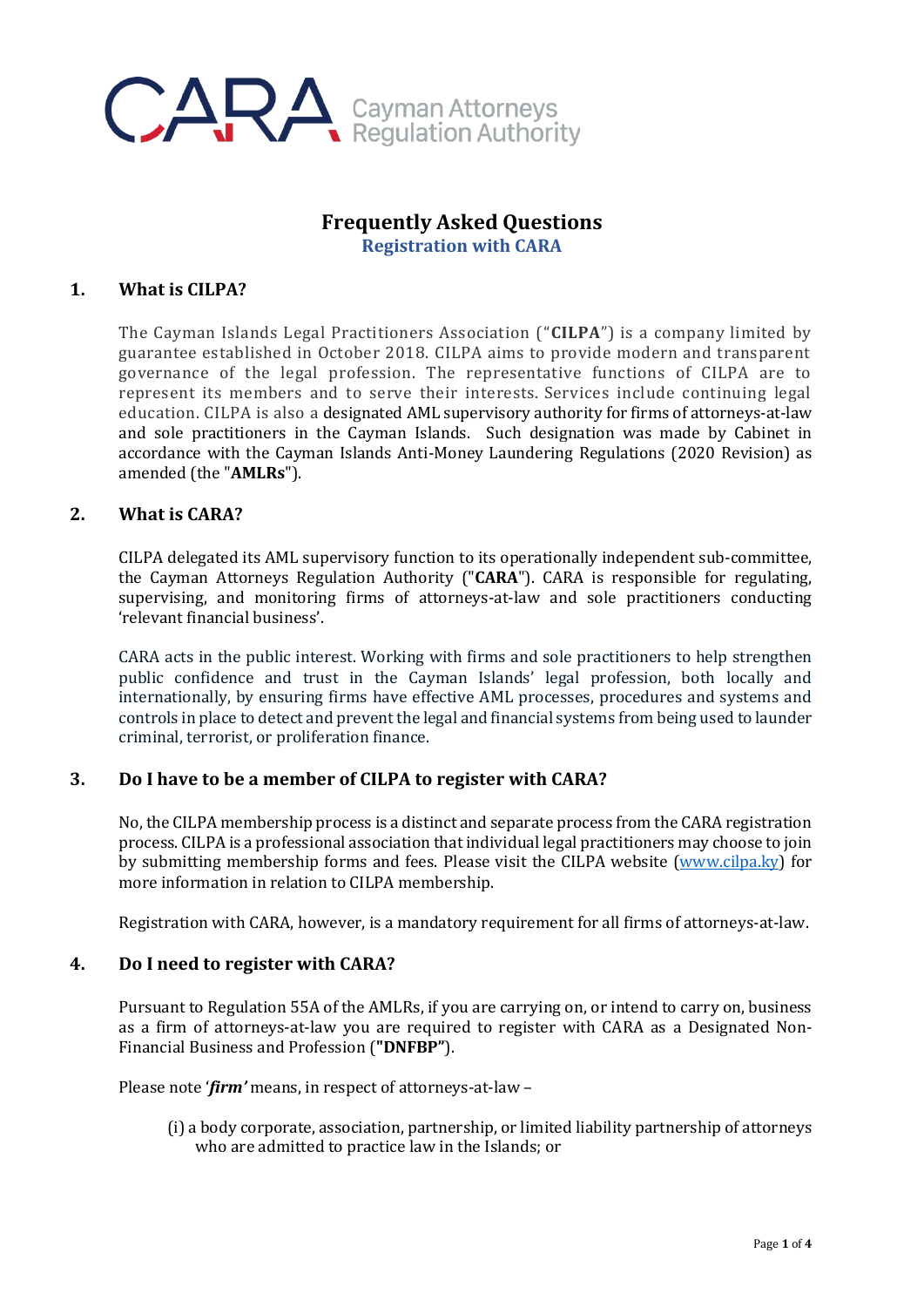CARA Cayman Attorneys Regulation Authority

# Frequently Asked Questions

## Registration with CARA

### 1. What is CILPA?

The Cayman Islands Legal Practitioners Association ("**CILPA**") is a company limited by guarantee established in October 2018. CILPA aims to provide modern and transparent governance of the legal profession. The representative functions of CILPA are to represent its members and to serve their interests. Services include continuing legal education. CILPA is also a designated AML supervisory authority for firms of attorneys-at-law and sole practitioners in the Cayman Islands. Such designation was made by Cabinet in accordance with the Cayman Islands Anti-Money Laundering Regulations (2020 Revision) as amended (the "**AMLRs**").

### 2. What is CARA?

CILPA delegated its AML supervisory function to its operationally independent sub-committee, the Cayman Attorneys Regulation Authority ("**CARA**"). CARA is responsible for regulating, supervising, and monitoring firms of attorneys-at-law and sole practitioners conducting 'relevant financial business'.

CARA acts in the public interest. Working with firms and sole practitioners to help strengthen public confidence and trust in the Cayman Islands' legal profession, both locally and internationally, by ensuring firms have effective AML processes, procedures and systems and controls in place to detect and prevent the legal and financial systems from being used to launder criminal, terrorist, or proliferation finance.

### 3. Do I have to be a member of CILPA to register with CARA?

No, the CILPA membership process is a distinct and separate process from the CARA registration process. CILPA is a professional association that individual legal practitioners may choose to join by submitting membership forms and fees. Please visit the CILPA website (www.cilpa.ky) for more information in relation to CILPA membership.

Registration with CARA, however, is a mandatory requirement for all firms of attorneys-at-law.

### 4. Do I need to register with CARA?

Pursuant to Regulation 55A of the AMLRs, if you are carrying on, or intend to carry on, business as a firm of attorneys-at-law you are required to register with CARA as a Designated Non-Financial Business and Profession (**"DNFBP"**).

Please note '***firm'*** means, in respect of attorneys-at-law –

(i) a body corporate, association, partnership, or limited liability partnership of attorneys who are admitted to practice law in the Islands; or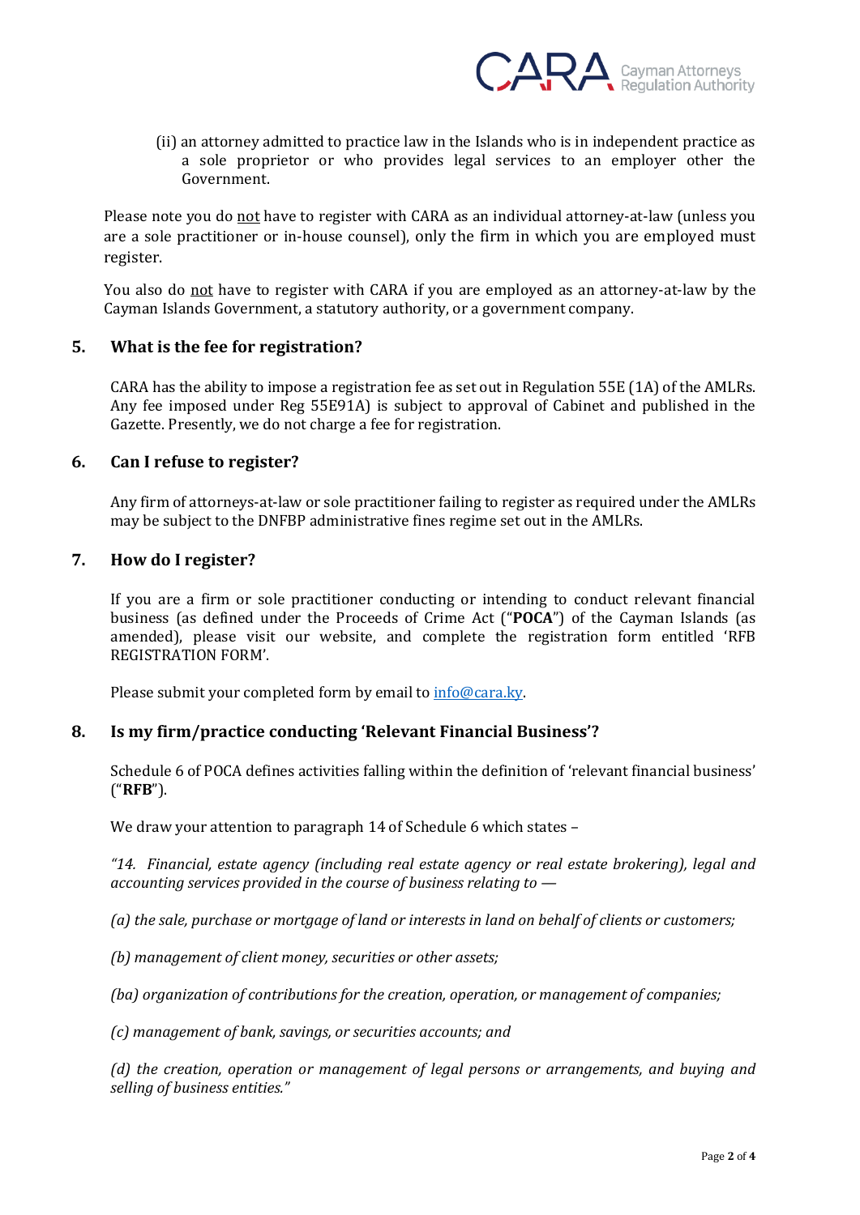(ii) an attorney admitted to practice law in the Islands who is in independent practice as a sole proprietor or who provides legal services to an employer other the Government.

Please note you do not have to register with CARA as an individual attorney-at-law (unless you are a sole practitioner or in-house counsel), only the firm in which you are employed must register.

You also do not have to register with CARA if you are employed as an attorney-at-law by the Cayman Islands Government, a statutory authority, or a government company.

## 5. What is the fee for registration?

CARA has the ability to impose a registration fee as set out in Regulation 55E (1A) of the AMLRs. Any fee imposed under Reg 55E91A) is subject to approval of Cabinet and published in the Gazette. Presently, we do not charge a fee for registration.

## 6. Can I refuse to register?

Any firm of attorneys-at-law or sole practitioner failing to register as required under the AMLRs may be subject to the DNFBP administrative fines regime set out in the AMLRs.

## 7. How do I register?

If you are a firm or sole practitioner conducting or intending to conduct relevant financial business (as defined under the Proceeds of Crime Act ("**POCA**") of the Cayman Islands (as amended), please visit our website, and complete the registration form entitled 'RFB REGISTRATION FORM'.

Please submit your completed form by email to info@cara.ky.

## 8. Is my firm/practice conducting 'Relevant Financial Business'?

Schedule 6 of POCA defines activities falling within the definition of 'relevant financial business' ("**RFB**").

We draw your attention to paragraph 14 of Schedule 6 which states –

*"14. Financial, estate agency (including real estate agency or real estate brokering), legal and accounting services provided in the course of business relating to —*

*(a) the sale, purchase or mortgage of land or interests in land on behalf of clients or customers;*

*(b) management of client money, securities or other assets;*

*(ba) organization of contributions for the creation, operation, or management of companies;*

*(c) management of bank, savings, or securities accounts; and*

*(d) the creation, operation or management of legal persons or arrangements, and buying and selling of business entities."*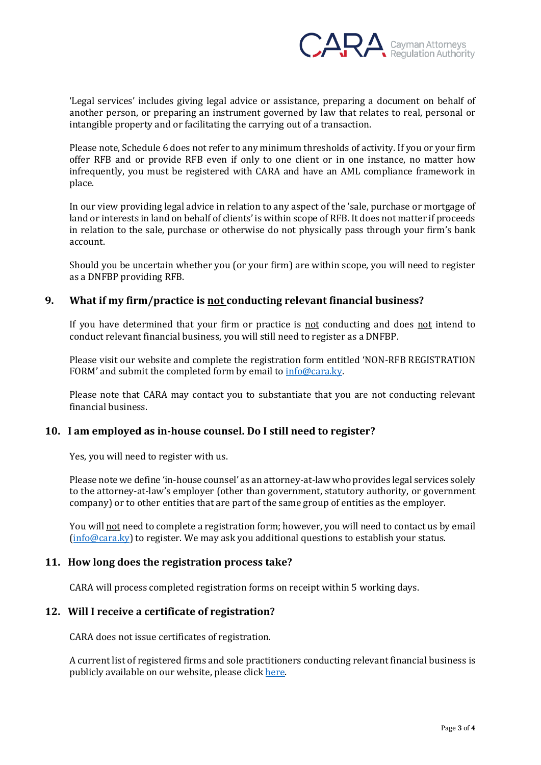'Legal services' includes giving legal advice or assistance, preparing a document on behalf of another person, or preparing an instrument governed by law that relates to real, personal or intangible property and or facilitating the carrying out of a transaction.

Please note, Schedule 6 does not refer to any minimum thresholds of activity. If you or your firm offer RFB and or provide RFB even if only to one client or in one instance, no matter how infrequently, you must be registered with CARA and have an AML compliance framework in place.

In our view providing legal advice in relation to any aspect of the 'sale, purchase or mortgage of land or interests in land on behalf of clients' is within scope of RFB. It does not matter if proceeds in relation to the sale, purchase or otherwise do not physically pass through your firm's bank account.

Should you be uncertain whether you (or your firm) are within scope, you will need to register as a DNFBP providing RFB.

## 9. What if my firm/practice is <u>not</u> conducting relevant financial business?

If you have determined that your firm or practice is <u>not</u> conducting and does <u>not</u> intend to conduct relevant financial business, you will still need to register as a DNFBP.

Please visit our website and complete the registration form entitled 'NON-RFB REGISTRATION FORM' and submit the completed form by email to info@cara.ky.

Please note that CARA may contact you to substantiate that you are not conducting relevant financial business.

## 10. I am employed as in-house counsel. Do I still need to register?

Yes, you will need to register with us.

Please note we define 'in-house counsel' as an attorney-at-law who provides legal services solely to the attorney-at-law's employer (other than government, statutory authority, or government company) or to other entities that are part of the same group of entities as the employer.

You will <u>not</u> need to complete a registration form; however, you will need to contact us by email (info@cara.ky) to register. We may ask you additional questions to establish your status.

## 11. How long does the registration process take?

CARA will process completed registration forms on receipt within 5 working days.

## 12. Will I receive a certificate of registration?

CARA does not issue certificates of registration.

A current list of registered firms and sole practitioners conducting relevant financial business is publicly available on our website, please click here.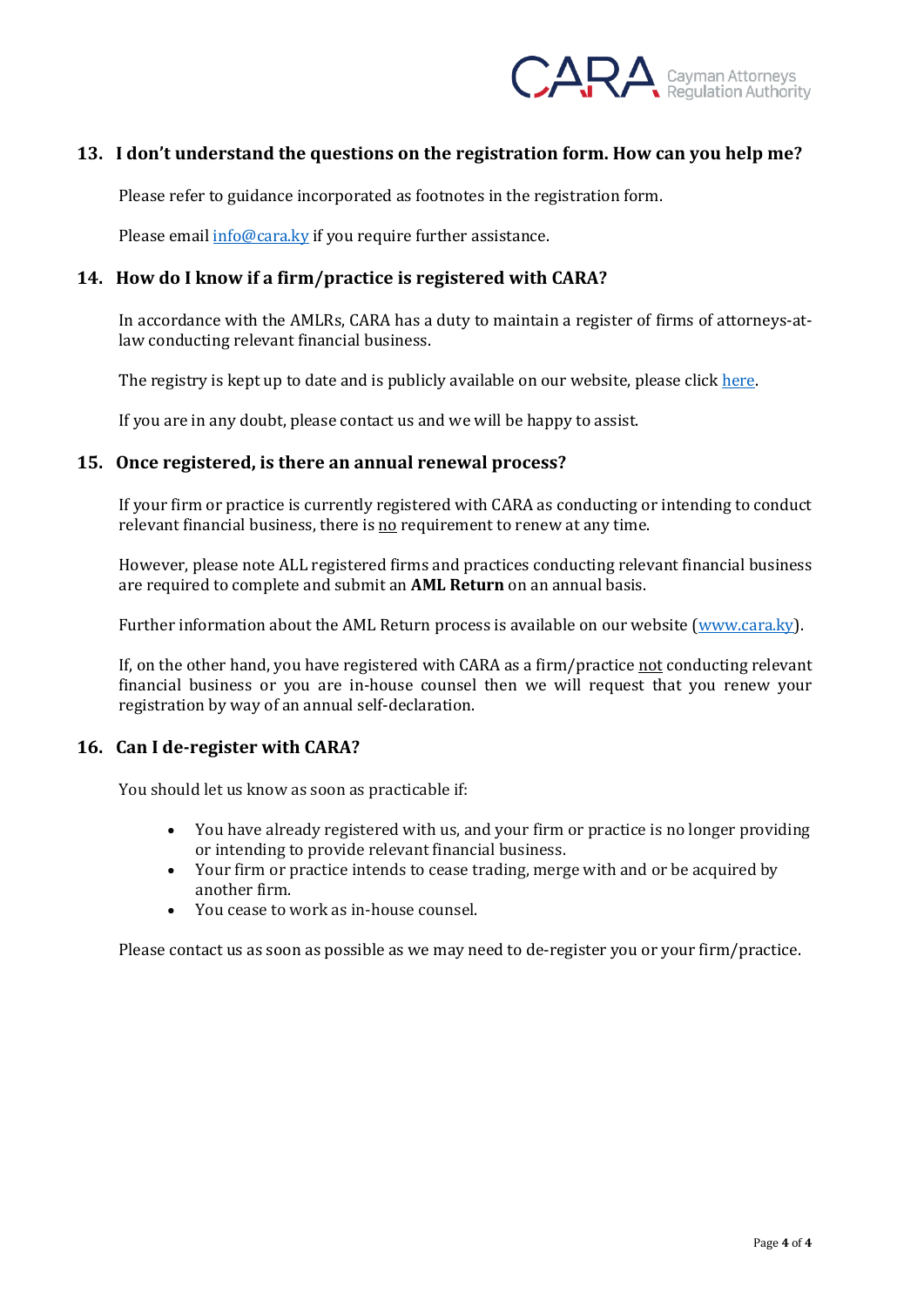## 13. I don't understand the questions on the registration form. How can you help me?

Please refer to guidance incorporated as footnotes in the registration form.

Please email info@cara.ky if you require further assistance.

## 14. How do I know if a firm/practice is registered with CARA?

In accordance with the AMLRs, CARA has a duty to maintain a register of firms of attorneys-at-law conducting relevant financial business.

The registry is kept up to date and is publicly available on our website, please click here.

If you are in any doubt, please contact us and we will be happy to assist.

## 15. Once registered, is there an annual renewal process?

If your firm or practice is currently registered with CARA as conducting or intending to conduct relevant financial business, there is no requirement to renew at any time.

However, please note ALL registered firms and practices conducting relevant financial business are required to complete and submit an **AML Return** on an annual basis.

Further information about the AML Return process is available on our website (www.cara.ky).

If, on the other hand, you have registered with CARA as a firm/practice not conducting relevant financial business or you are in-house counsel then we will request that you renew your registration by way of an annual self-declaration.

## 16. Can I de-register with CARA?

You should let us know as soon as practicable if:

- You have already registered with us, and your firm or practice is no longer providing or intending to provide relevant financial business.
- Your firm or practice intends to cease trading, merge with and or be acquired by another firm.
- You cease to work as in-house counsel.

Please contact us as soon as possible as we may need to de-register you or your firm/practice.